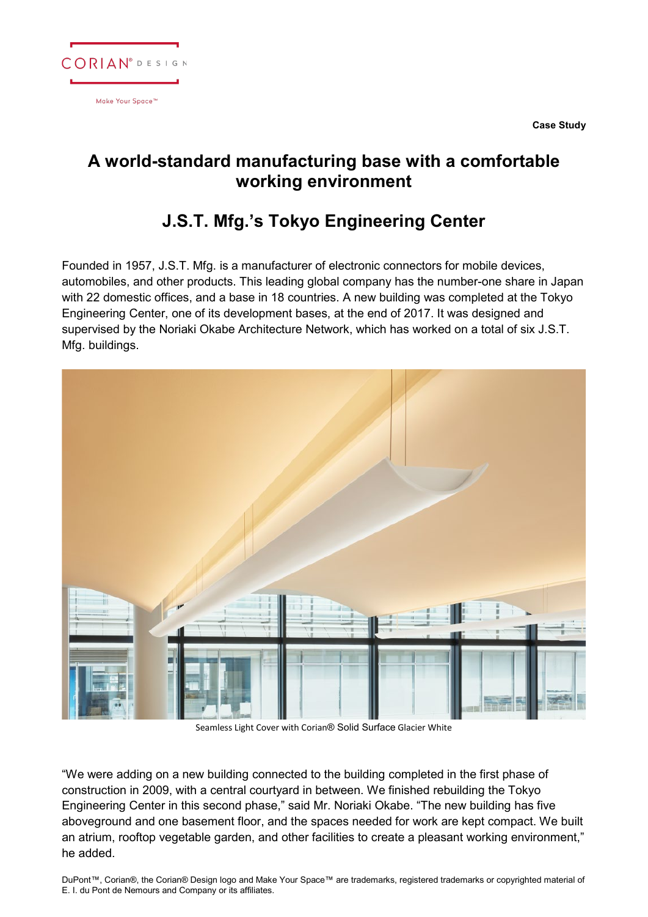Case Study

# A world-standard manufacturing base with a comfortable working environment

## J.S.T. Mfg.'s Tokyo Engineering Center

Founded in 1957, J.S.T. Mfg. is a manufacturer of electronic connectors for mobile devices, automobiles, and other products. This leading global company has the number-one share in Japan with 22 domestic offices, and a base in 18 countries. A new building was completed at the Tokyo Engineering Center, one of its development bases, at the end of 2017. It was designed and supervised by the Noriaki Okabe Architecture Network, which has worked on a total of six J.S.T. Mfg. buildings.

Seamless Light Cover with Corian® Solid Surface Glacier White

"We were adding on a new building connected to the building completed in the first phase of construction in 2009, with a central courtyard in between. We finished rebuilding the Tokyo Engineering Center in this second phase," said Mr. Noriaki Okabe. "The new building has five aboveground and one basement floor, and the spaces needed for work are kept compact. We built an atrium, rooftop vegetable garden, and other facilities to create a pleasant working environment," he added.

DuPont™, Corian®, the Corian® Design logo and Make Your Space™ are trademarks, registered trademarks or copyrighted material of E. I. du Pont de Nemours and Company or its affiliates.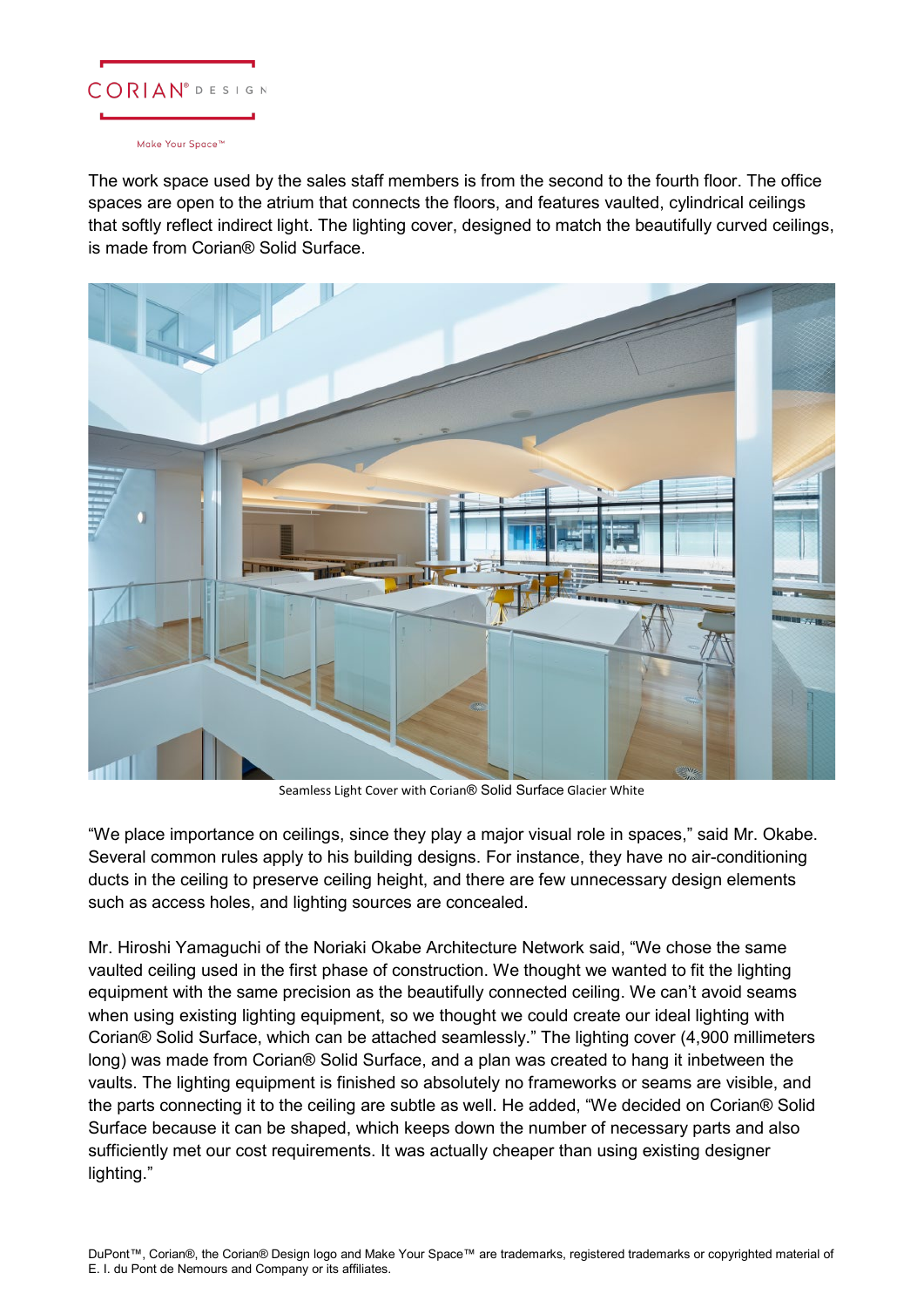The work space used by the sales staff members is from the second to the fourth floor. The office spaces are open to the atrium that connects the floors, and features vaulted, cylindrical ceilings that softly reflect indirect light. The lighting cover, designed to match the beautifully curved ceilings, is made from Corian® Solid Surface.

Seamless Light Cover with Corian® Solid Surface Glacier White

"We place importance on ceilings, since they play a major visual role in spaces," said Mr. Okabe. Several common rules apply to his building designs. For instance, they have no air-conditioning ducts in the ceiling to preserve ceiling height, and there are few unnecessary design elements such as access holes, and lighting sources are concealed.

Mr. Hiroshi Yamaguchi of the Noriaki Okabe Architecture Network said, "We chose the same vaulted ceiling used in the first phase of construction. We thought we wanted to fit the lighting equipment with the same precision as the beautifully connected ceiling. We can't avoid seams when using existing lighting equipment, so we thought we could create our ideal lighting with Corian® Solid Surface, which can be attached seamlessly." The lighting cover (4,900 millimeters long) was made from Corian® Solid Surface, and a plan was created to hang it inbetween the vaults. The lighting equipment is finished so absolutely no frameworks or seams are visible, and the parts connecting it to the ceiling are subtle as well. He added, "We decided on Corian® Solid Surface because it can be shaped, which keeps down the number of necessary parts and also sufficiently met our cost requirements. It was actually cheaper than using existing designer lighting."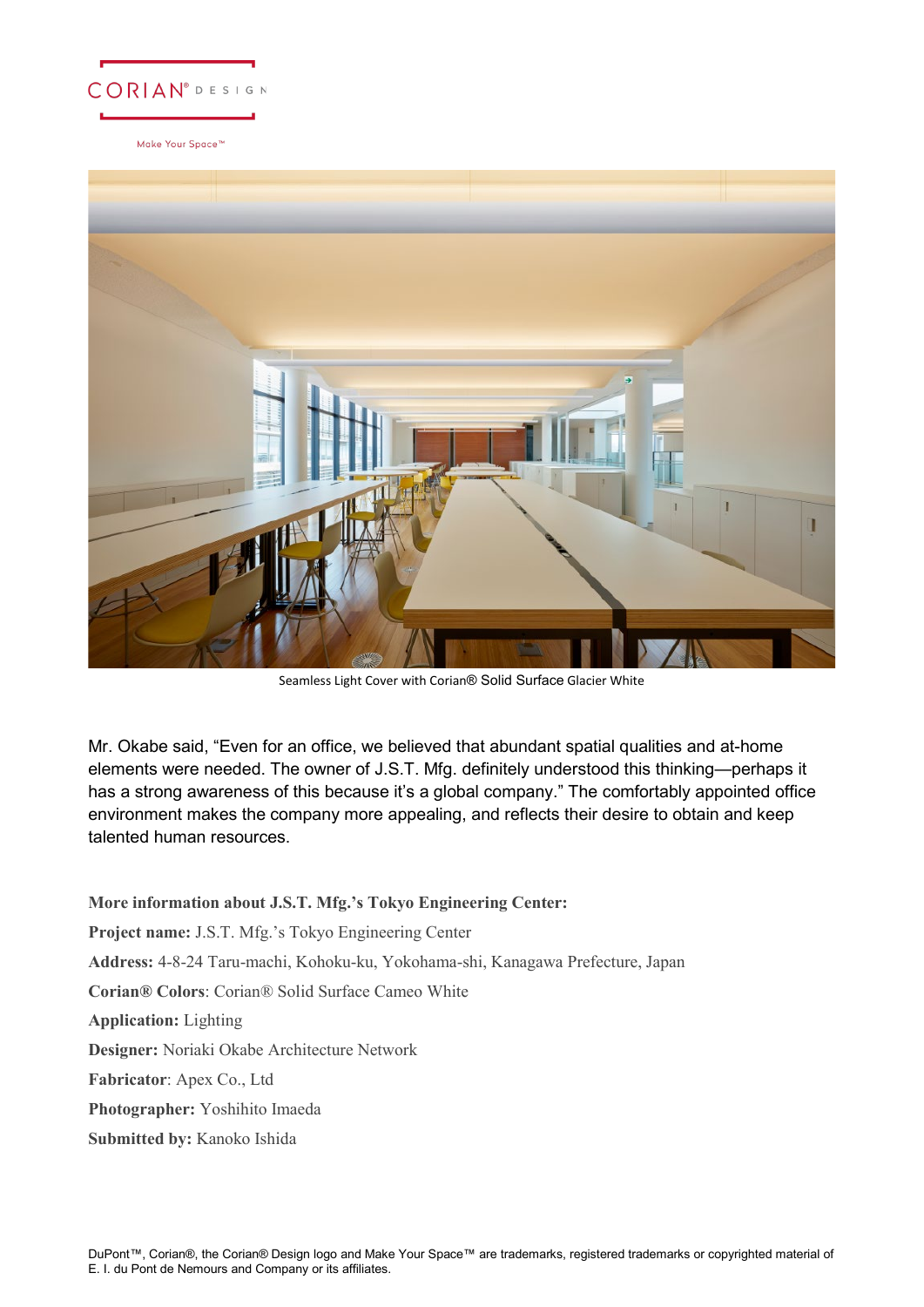Seamless Light Cover with Corian® Solid Surface Glacier White

Mr. Okabe said, “Even for an office, we believed that abundant spatial qualities and at-home elements were needed. The owner of J.S.T. Mfg. definitely understood this thinking—perhaps it has a strong awareness of this because it’s a global company.” The comfortably appointed office environment makes the company more appealing, and reflects their desire to obtain and keep talented human resources.

**More information about J.S.T. Mfg.’s Tokyo Engineering Center:**

**Project name:** J.S.T. Mfg.’s Tokyo Engineering Center

**Address:** 4-8-24 Taru-machi, Kohoku-ku, Yokohama-shi, Kanagawa Prefecture, Japan

**Corian® Colors**: Corian® Solid Surface Cameo White

**Application:** Lighting

**Designer:** Noriaki Okabe Architecture Network

**Fabricator**: Apex Co., Ltd

**Photographer:** Yoshihito Imaeda

**Submitted by:** Kanoko Ishida

DuPont™, Corian®, the Corian® Design logo and Make Your Space™ are trademarks, registered trademarks or copyrighted material of E. I. du Pont de Nemours and Company or its affiliates.